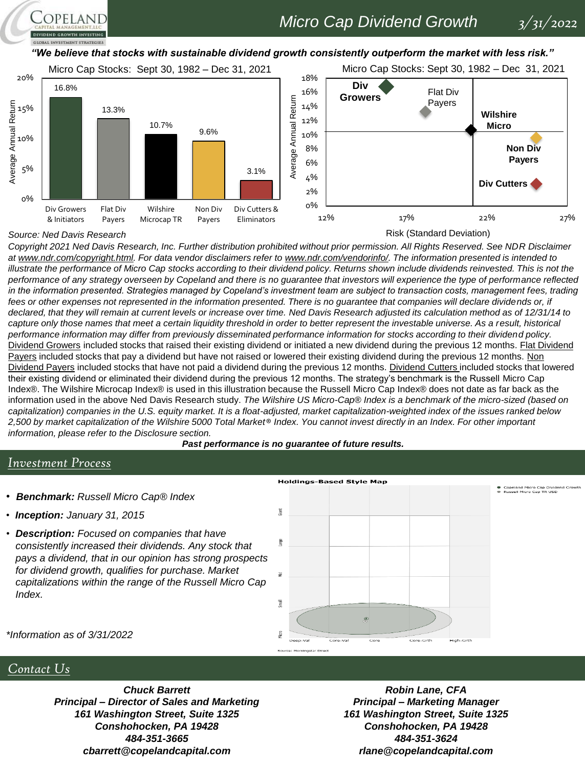# Micro Cap Dividend Growth

3/31/2022

***"We believe that stocks with sustainable dividend growth consistently outperform the market with less risk."***

**Micro Cap Stocks: Sept 30, 1982 – Dec 31, 2021**

| | Div Growers & Initiators | Flat Div Payers | Wilshire Microcap TR | Non Div Payers | Div Cutters & Eliminators |
|---|---|---|---|---|---|
| Average Annual Return | 16.8% | 13.3% | 10.7% | 9.6% | 3.1% |

**Micro Cap Stocks: Sept 30, 1982 – Dec 31, 2021**

Average Annual Return vs. Risk (Standard Deviation): Div Growers, Flat Div Payers, Wilshire Micro, Non Div Payers, Div Cutters

*Source: Ned Davis Research*

*Copyright 2021 Ned Davis Research, Inc. Further distribution prohibited without prior permission. All Rights Reserved. See NDR Disclaimer at www.ndr.com/copyright.html. For data vendor disclaimers refer to www.ndr.com/vendorinfo/. The information presented is intended to illustrate the performance of Micro Cap stocks according to their dividend policy. Returns shown include dividends reinvested. This is not the performance of any strategy overseen by Copeland and there is no guarantee that investors will experience the type of performance reflected in the information presented. Strategies managed by Copeland's investment team are subject to transaction costs, management fees, trading fees or other expenses not represented in the information presented. There is no guarantee that companies will declare dividends or, if declared, that they will remain at current levels or increase over time. Ned Davis Research adjusted its calculation method as of 12/31/14 to capture only those names that meet a certain liquidity threshold in order to better represent the investable universe. As a result, historical performance information may differ from previously disseminated performance information for stocks according to their dividend policy.*
Dividend Growers included stocks that raised their existing dividend or initiated a new dividend during the previous 12 months. Flat Dividend Payers included stocks that pay a dividend but have not raised or lowered their existing dividend during the previous 12 months. Non Dividend Payers included stocks that have not paid a dividend during the previous 12 months. Dividend Cutters included stocks that lowered their existing dividend or eliminated their dividend during the previous 12 months. The strategy's benchmark is the Russell Micro Cap Index®. The Wilshire Microcap Index® is used in this illustration because the Russell Micro Cap Index® does not date as far back as the information used in the above Ned Davis Research study. *The Wilshire US Micro-Cap® Index is a benchmark of the micro-sized (based on capitalization) companies in the U.S. equity market. It is a float-adjusted, market capitalization-weighted index of the issues ranked below 2,500 by market capitalization of the Wilshire 5000 Total Market® Index. You cannot invest directly in an Index. For other important information, please refer to the Disclosure section.*

***Past performance is no guarantee of future results.***

## Investment Process

- ***Benchmark:*** *Russell Micro Cap® Index*
- ***Inception:*** *January 31, 2015*
- ***Description:*** *Focused on companies that have consistently increased their dividends. Any stock that pays a dividend, that in our opinion has strong prospects for dividend growth, qualifies for purchase. Market capitalizations within the range of the Russell Micro Cap Index.*

*\*Information as of 3/31/2022*

**Holdings-Based Style Map**

Copeland Micro Cap Dividend Growth; Russell Micro Cap TR USD

Source: Morningstar Direct

## Contact Us

***Chuck Barrett***
***Principal – Director of Sales and Marketing***
***161 Washington Street, Suite 1325***
***Conshohocken, PA 19428***
***484-351-3665***
***cbarrett@copelandcapital.com***

***Robin Lane, CFA***
***Principal – Marketing Manager***
***161 Washington Street, Suite 1325***
***Conshohocken, PA 19428***
***484-351-3624***
***rlane@copelandcapital.com***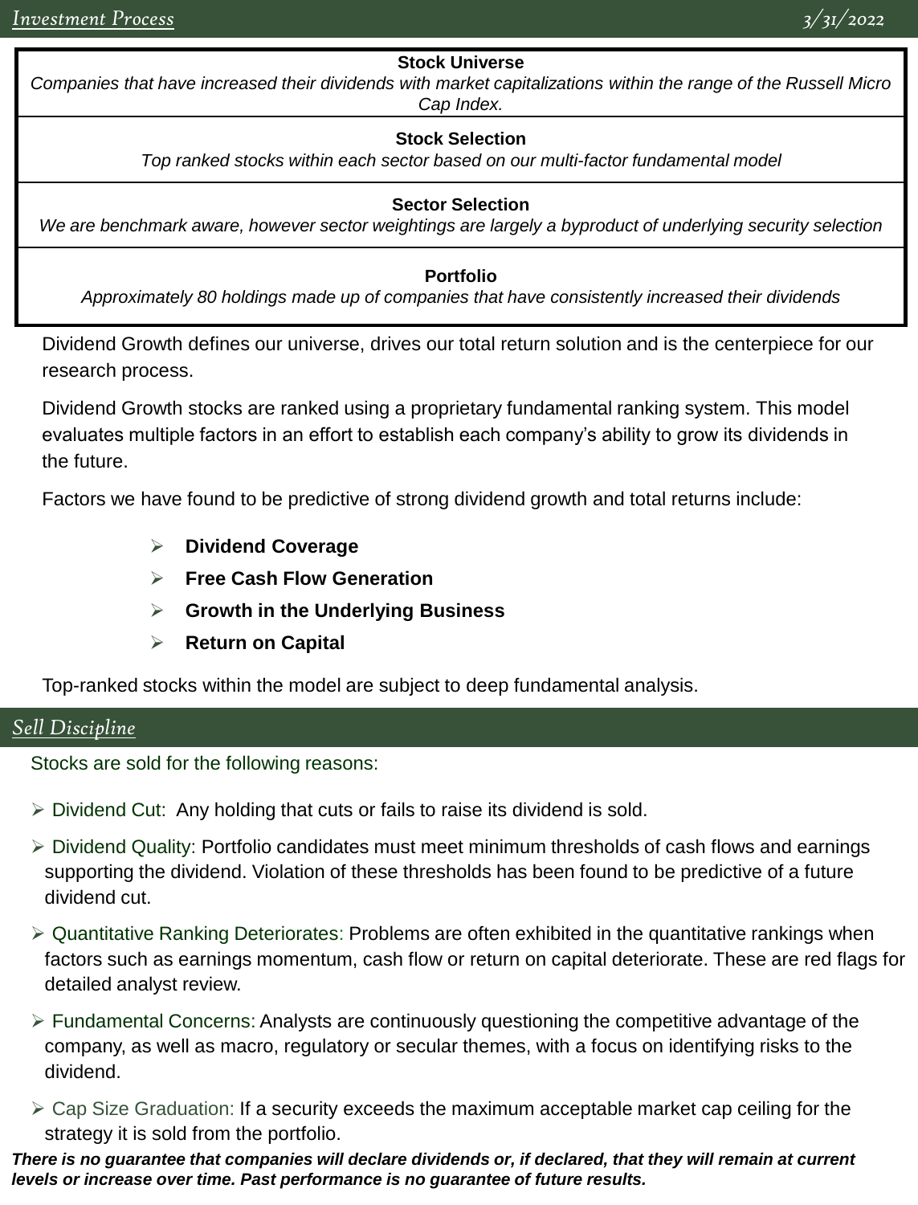## *Investment Process*

*3/31/2022*

| **Stock Universe** |
|---|
| *Companies that have increased their dividends with market capitalizations within the range of the Russell Micro Cap Index.* |
| **Stock Selection** |
| *Top ranked stocks within each sector based on our multi-factor fundamental model* |
| **Sector Selection** |
| *We are benchmark aware, however sector weightings are largely a byproduct of underlying security selection* |
| **Portfolio** |
| *Approximately 80 holdings made up of companies that have consistently increased their dividends* |

Dividend Growth defines our universe, drives our total return solution and is the centerpiece for our research process.

Dividend Growth stocks are ranked using a proprietary fundamental ranking system. This model evaluates multiple factors in an effort to establish each company's ability to grow its dividends in the future.

Factors we have found to be predictive of strong dividend growth and total returns include:

- **Dividend Coverage**
- **Free Cash Flow Generation**
- **Growth in the Underlying Business**
- **Return on Capital**

Top-ranked stocks within the model are subject to deep fundamental analysis.

## *Sell Discipline*

Stocks are sold for the following reasons:

- Dividend Cut: Any holding that cuts or fails to raise its dividend is sold.
- Dividend Quality: Portfolio candidates must meet minimum thresholds of cash flows and earnings supporting the dividend. Violation of these thresholds has been found to be predictive of a future dividend cut.
- Quantitative Ranking Deteriorates: Problems are often exhibited in the quantitative rankings when factors such as earnings momentum, cash flow or return on capital deteriorate. These are red flags for detailed analyst review.
- Fundamental Concerns: Analysts are continuously questioning the competitive advantage of the company, as well as macro, regulatory or secular themes, with a focus on identifying risks to the dividend.
- Cap Size Graduation: If a security exceeds the maximum acceptable market cap ceiling for the strategy it is sold from the portfolio.

***There is no guarantee that companies will declare dividends or, if declared, that they will remain at current levels or increase over time. Past performance is no guarantee of future results.***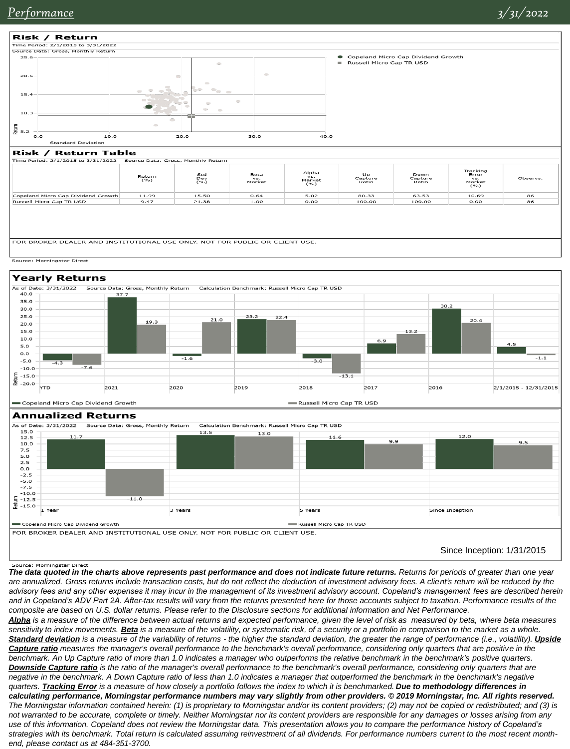## Performance

3/31/2022

### Risk / Return

Time Period: 2/1/2015 to 3/31/2022

Source Data: Gross, Monthly Return

● Copeland Micro Cap Dividend Growth
■ Russell Micro Cap TR USD

### Risk / Return Table

Time Period: 2/1/2015 to 3/31/2022 Source Data: Gross, Monthly Return

| | Return (%) | Std Dev (%) | Beta vs. Market | Alpha vs. Market (%) | Up Capture Ratio | Down Capture Ratio | Tracking Error vs. Market (%) | Observs. |
|---|---|---|---|---|---|---|---|---|
| Copeland Micro Cap Dividend Growth | 11.99 | 15.50 | 0.64 | 5.02 | 80.33 | 63.53 | 10.69 | 86 |
| Russell Micro Cap TR USD | 9.47 | 21.38 | 1.00 | 0.00 | 100.00 | 100.00 | 0.00 | 86 |

FOR BROKER DEALER AND INSTITUTIONAL USE ONLY. NOT FOR PUBLIC OR CLIENT USE.

Source: Morningstar Direct

### Yearly Returns

As of Date: 3/31/2022 Source Data: Gross, Monthly Return Calculation Benchmark: Russell Micro Cap TR USD

| | YTD | 2021 | 2020 | 2019 | 2018 | 2017 | 2016 | 2/1/2015 - 12/31/2015 |
|---|---|---|---|---|---|---|---|---|
| Copeland Micro Cap Dividend Growth | -4.3 | 37.7 | -1.6 | 23.2 | -3.0 | 6.9 | 30.2 | 4.5 |
| Russell Micro Cap TR USD | -7.6 | 19.3 | 21.0 | 22.4 | -13.1 | 13.2 | 20.4 | -1.1 |

### Annualized Returns

As of Date: 3/31/2022 Source Data: Gross, Monthly Return Calculation Benchmark: Russell Micro Cap TR USD

| | 1 Year | 3 Years | 5 Years | Since Inception |
|---|---|---|---|---|
| Copeland Micro Cap Dividend Growth | 11.7 | 13.5 | 11.6 | 12.0 |
| Russell Micro Cap TR USD | -11.0 | 13.0 | 9.9 | 9.5 |

FOR BROKER DEALER AND INSTITUTIONAL USE ONLY. NOT FOR PUBLIC OR CLIENT USE.

Since Inception: 1/31/2015

Source: Morningstar Direct

***The data quoted in the charts above represents past performance and does not indicate future returns.*** *Returns for periods of greater than one year are annualized. Gross returns include transaction costs, but do not reflect the deduction of investment advisory fees. A client's return will be reduced by the advisory fees and any other expenses it may incur in the management of its investment advisory account. Copeland's management fees are described herein and in Copeland's ADV Part 2A. After-tax results will vary from the returns presented here for those accounts subject to taxation. Performance results of the composite are based on U.S. dollar returns. Please refer to the Disclosure sections for additional information and Net Performance.*

***Alpha*** *is a measure of the difference between actual returns and expected performance, given the level of risk as measured by beta, where beta measures sensitivity to index movements.* ***Beta*** *is a measure of the volatility, or systematic risk, of a security or a portfolio in comparison to the market as a whole.* ***Standard deviation*** *is a measure of the variability of returns - the higher the standard deviation, the greater the range of performance (i.e., volatility).* ***Upside Capture ratio*** *measures the manager's overall performance to the benchmark's overall performance, considering only quarters that are positive in the benchmark. An Up Capture ratio of more than 1.0 indicates a manager who outperforms the relative benchmark in the benchmark's positive quarters.* ***Downside Capture ratio*** *is the ratio of the manager's overall performance to the benchmark's overall performance, considering only quarters that are negative in the benchmark. A Down Capture ratio of less than 1.0 indicates a manager that outperformed the benchmark in the benchmark's negative quarters.* ***Tracking Error*** *is a measure of how closely a portfolio follows the index to which it is benchmarked.* ***Due to methodology differences in calculating performance, Morningstar performance numbers may vary slightly from other providers. © 2019 Morningstar, Inc. All rights reserved.*** *The Morningstar information contained herein: (1) is proprietary to Morningstar and/or its content providers; (2) may not be copied or redistributed; and (3) is not warranted to be accurate, complete or timely. Neither Morningstar nor its content providers are responsible for any damages or losses arising from any use of this information. Copeland does not review the Morningstar data. This presentation allows you to compare the performance history of Copeland's strategies with its benchmark. Total return is calculated assuming reinvestment of all dividends. For performance numbers current to the most recent month-end, please contact us at 484-351-3700.*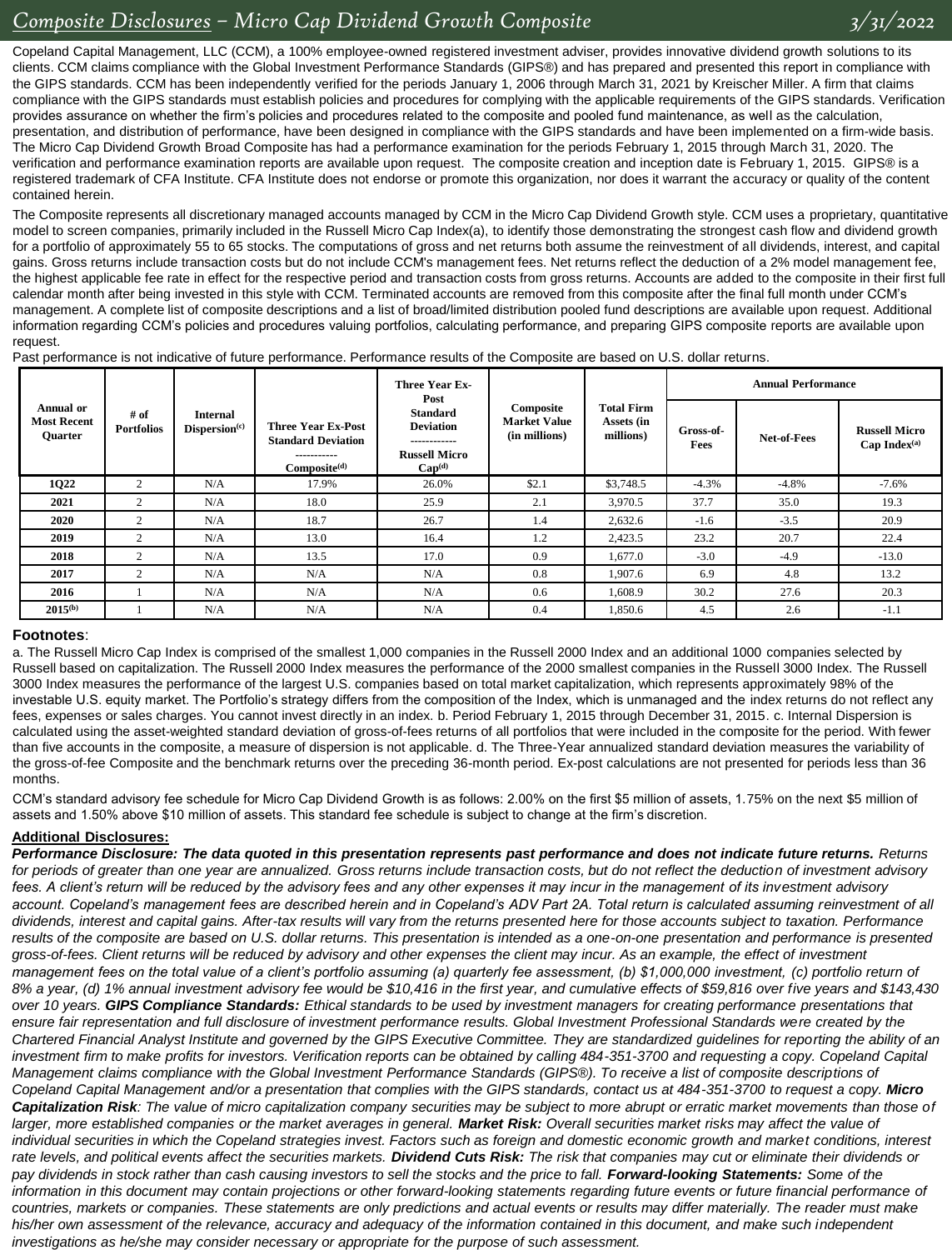## *Composite Disclosures – Micro Cap Dividend Growth Composite* — *3/31/2022*

Copeland Capital Management, LLC (CCM), a 100% employee-owned registered investment adviser, provides innovative dividend growth solutions to its clients. CCM claims compliance with the Global Investment Performance Standards (GIPS®) and has prepared and presented this report in compliance with the GIPS standards. CCM has been independently verified for the periods January 1, 2006 through March 31, 2021 by Kreischer Miller. A firm that claims compliance with the GIPS standards must establish policies and procedures for complying with the applicable requirements of the GIPS standards. Verification provides assurance on whether the firm's policies and procedures related to the composite and pooled fund maintenance, as well as the calculation, presentation, and distribution of performance, have been designed in compliance with the GIPS standards and have been implemented on a firm-wide basis. The Micro Cap Dividend Growth Broad Composite has had a performance examination for the periods February 1, 2015 through March 31, 2020. The verification and performance examination reports are available upon request. The composite creation and inception date is February 1, 2015. GIPS® is a registered trademark of CFA Institute. CFA Institute does not endorse or promote this organization, nor does it warrant the accuracy or quality of the content contained herein.

The Composite represents all discretionary managed accounts managed by CCM in the Micro Cap Dividend Growth style. CCM uses a proprietary, quantitative model to screen companies, primarily included in the Russell Micro Cap Index(a), to identify those demonstrating the strongest cash flow and dividend growth for a portfolio of approximately 55 to 65 stocks. The computations of gross and net returns both assume the reinvestment of all dividends, interest, and capital gains. Gross returns include transaction costs but do not include CCM's management fees. Net returns reflect the deduction of a 2% model management fee, the highest applicable fee rate in effect for the respective period and transaction costs from gross returns. Accounts are added to the composite in their first full calendar month after being invested in this style with CCM. Terminated accounts are removed from this composite after the final full month under CCM's management. A complete list of composite descriptions and a list of broad/limited distribution pooled fund descriptions are available upon request. Additional information regarding CCM's policies and procedures valuing portfolios, calculating performance, and preparing GIPS composite reports are available upon request.

Past performance is not indicative of future performance. Performance results of the Composite are based on U.S. dollar returns.

| Annual or Most Recent Quarter | # of Portfolios | Internal Dispersion[c] | Three Year Ex-Post Standard Deviation ----------- Composite[d] | Three Year Ex-Post Standard Deviation ------------ Russell Micro Cap[d] | Composite Market Value (in millions) | Total Firm Assets (in millions) | Annual Performance | | |
|---|---|---|---|---|---|---|---|---|---|
| | | | | | | | Gross-of-Fees | Net-of-Fees | Russell Micro Cap Index[a] |
| 1Q22 | 2 | N/A | 17.9% | 26.0% | $2.1 | $3,748.5 | -4.3% | -4.8% | -7.6% |
| 2021 | 2 | N/A | 18.0 | 25.9 | 2.1 | 3,970.5 | 37.7 | 35.0 | 19.3 |
| 2020 | 2 | N/A | 18.7 | 26.7 | 1.4 | 2,632.6 | -1.6 | -3.5 | 20.9 |
| 2019 | 2 | N/A | 13.0 | 16.4 | 1.2 | 2,423.5 | 23.2 | 20.7 | 22.4 |
| 2018 | 2 | N/A | 13.5 | 17.0 | 0.9 | 1,677.0 | -3.0 | -4.9 | -13.0 |
| 2017 | 2 | N/A | N/A | N/A | 0.8 | 1,907.6 | 6.9 | 4.8 | 13.2 |
| 2016 | 1 | N/A | N/A | N/A | 0.6 | 1,608.9 | 30.2 | 27.6 | 20.3 |
| 2015[b] | 1 | N/A | N/A | N/A | 0.4 | 1,850.6 | 4.5 | 2.6 | -1.1 |

**Footnotes**:

a. The Russell Micro Cap Index is comprised of the smallest 1,000 companies in the Russell 2000 Index and an additional 1000 companies selected by Russell based on capitalization. The Russell 2000 Index measures the performance of the 2000 smallest companies in the Russell 3000 Index. The Russell 3000 Index measures the performance of the largest U.S. companies based on total market capitalization, which represents approximately 98% of the investable U.S. equity market. The Portfolio's strategy differs from the composition of the Index, which is unmanaged and the index returns do not reflect any fees, expenses or sales charges. You cannot invest directly in an index. b. Period February 1, 2015 through December 31, 2015. c. Internal Dispersion is calculated using the asset-weighted standard deviation of gross-of-fees returns of all portfolios that were included in the composite for the period. With fewer than five accounts in the composite, a measure of dispersion is not applicable. d. The Three-Year annualized standard deviation measures the variability of the gross-of-fee Composite and the benchmark returns over the preceding 36-month period. Ex-post calculations are not presented for periods less than 36 months.

CCM's standard advisory fee schedule for Micro Cap Dividend Growth is as follows: 2.00% on the first $5 million of assets, 1.75% on the next $5 million of assets and 1.50% above $10 million of assets. This standard fee schedule is subject to change at the firm's discretion.

**Additional Disclosures:**

***Performance Disclosure: The data quoted in this presentation represents past performance and does not indicate future returns.*** *Returns for periods of greater than one year are annualized. Gross returns include transaction costs, but do not reflect the deduction of investment advisory fees. A client's return will be reduced by the advisory fees and any other expenses it may incur in the management of its investment advisory account. Copeland's management fees are described herein and in Copeland's ADV Part 2A. Total return is calculated assuming reinvestment of all dividends, interest and capital gains. After-tax results will vary from the returns presented here for those accounts subject to taxation. Performance results of the composite are based on U.S. dollar returns. This presentation is intended as a one-on-one presentation and performance is presented gross-of-fees. Client returns will be reduced by advisory and other expenses the client may incur. As an example, the effect of investment management fees on the total value of a client's portfolio assuming (a) quarterly fee assessment, (b) $1,000,000 investment, (c) portfolio return of 8% a year, (d) 1% annual investment advisory fee would be $10,416 in the first year, and cumulative effects of $59,816 over five years and $143,430 over 10 years.* ***GIPS Compliance Standards:*** *Ethical standards to be used by investment managers for creating performance presentations that ensure fair representation and full disclosure of investment performance results. Global Investment Professional Standards were created by the Chartered Financial Analyst Institute and governed by the GIPS Executive Committee. They are standardized guidelines for reporting the ability of an investment firm to make profits for investors. Verification reports can be obtained by calling 484-351-3700 and requesting a copy. Copeland Capital Management claims compliance with the Global Investment Performance Standards (GIPS®). To receive a list of composite descriptions of Copeland Capital Management and/or a presentation that complies with the GIPS standards, contact us at 484-351-3700 to request a copy.* ***Micro Capitalization Risk****: The value of micro capitalization company securities may be subject to more abrupt or erratic market movements than those of larger, more established companies or the market averages in general.* ***Market Risk:*** *Overall securities market risks may affect the value of individual securities in which the Copeland strategies invest. Factors such as foreign and domestic economic growth and market conditions, interest rate levels, and political events affect the securities markets.* ***Dividend Cuts Risk:*** *The risk that companies may cut or eliminate their dividends or pay dividends in stock rather than cash causing investors to sell the stocks and the price to fall.* ***Forward-looking Statements:*** *Some of the information in this document may contain projections or other forward-looking statements regarding future events or future financial performance of countries, markets or companies. These statements are only predictions and actual events or results may differ materially. The reader must make his/her own assessment of the relevance, accuracy and adequacy of the information contained in this document, and make such independent investigations as he/she may consider necessary or appropriate for the purpose of such assessment.*